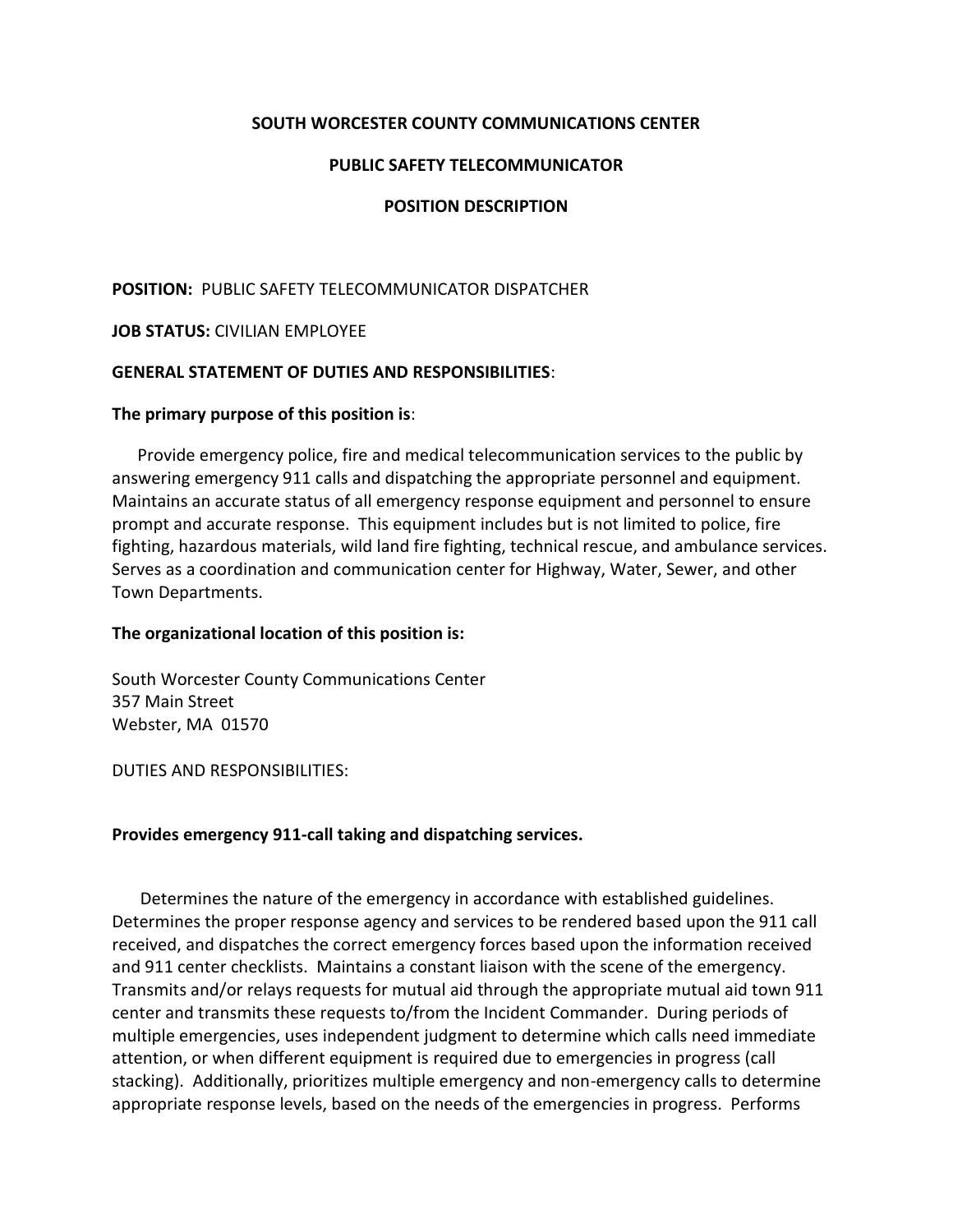# SOUTH WORCESTER COUNTY COMMUNICATIONS CENTER

## PUBLIC SAFETY TELECOMMUNICATOR

## POSITION DESCRIPTION

**POSITION:** PUBLIC SAFETY TELECOMMUNICATOR DISPATCHER

**JOB STATUS:** CIVILIAN EMPLOYEE

**GENERAL STATEMENT OF DUTIES AND RESPONSIBILITIES**:

**The primary purpose of this position is**:

Provide emergency police, fire and medical telecommunication services to the public by answering emergency 911 calls and dispatching the appropriate personnel and equipment. Maintains an accurate status of all emergency response equipment and personnel to ensure prompt and accurate response. This equipment includes but is not limited to police, fire fighting, hazardous materials, wild land fire fighting, technical rescue, and ambulance services. Serves as a coordination and communication center for Highway, Water, Sewer, and other Town Departments.

**The organizational location of this position is:**

South Worcester County Communications Center
357 Main Street
Webster, MA 01570

DUTIES AND RESPONSIBILITIES:

**Provides emergency 911-call taking and dispatching services.**

Determines the nature of the emergency in accordance with established guidelines. Determines the proper response agency and services to be rendered based upon the 911 call received, and dispatches the correct emergency forces based upon the information received and 911 center checklists. Maintains a constant liaison with the scene of the emergency. Transmits and/or relays requests for mutual aid through the appropriate mutual aid town 911 center and transmits these requests to/from the Incident Commander. During periods of multiple emergencies, uses independent judgment to determine which calls need immediate attention, or when different equipment is required due to emergencies in progress (call stacking). Additionally, prioritizes multiple emergency and non-emergency calls to determine appropriate response levels, based on the needs of the emergencies in progress. Performs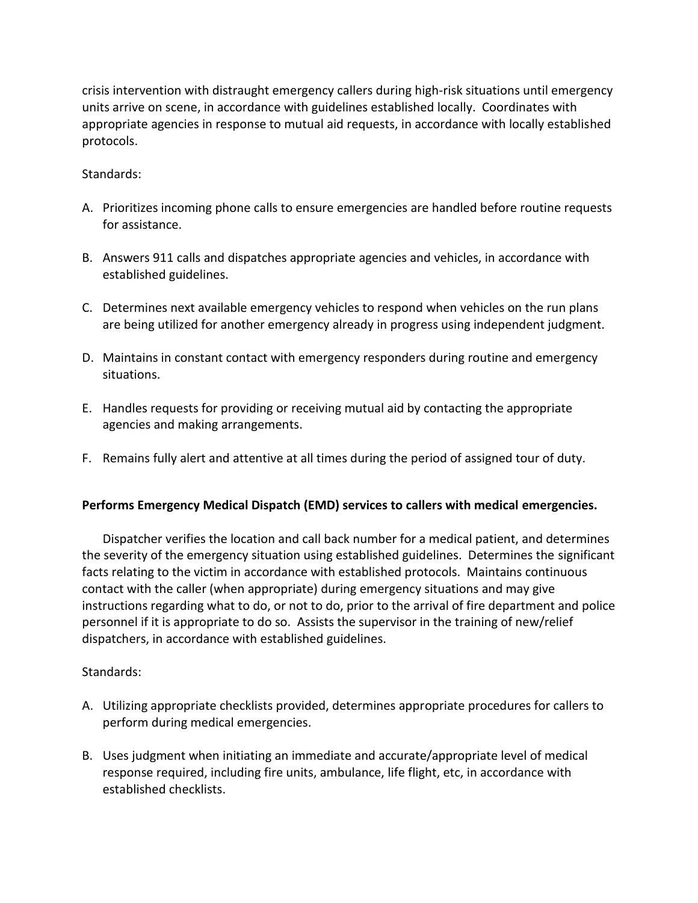crisis intervention with distraught emergency callers during high-risk situations until emergency units arrive on scene, in accordance with guidelines established locally. Coordinates with appropriate agencies in response to mutual aid requests, in accordance with locally established protocols.

Standards:

A. Prioritizes incoming phone calls to ensure emergencies are handled before routine requests for assistance.

B. Answers 911 calls and dispatches appropriate agencies and vehicles, in accordance with established guidelines.

C. Determines next available emergency vehicles to respond when vehicles on the run plans are being utilized for another emergency already in progress using independent judgment.

D. Maintains in constant contact with emergency responders during routine and emergency situations.

E. Handles requests for providing or receiving mutual aid by contacting the appropriate agencies and making arrangements.

F. Remains fully alert and attentive at all times during the period of assigned tour of duty.

**Performs Emergency Medical Dispatch (EMD) services to callers with medical emergencies.**

Dispatcher verifies the location and call back number for a medical patient, and determines the severity of the emergency situation using established guidelines. Determines the significant facts relating to the victim in accordance with established protocols. Maintains continuous contact with the caller (when appropriate) during emergency situations and may give instructions regarding what to do, or not to do, prior to the arrival of fire department and police personnel if it is appropriate to do so. Assists the supervisor in the training of new/relief dispatchers, in accordance with established guidelines.

Standards:

A. Utilizing appropriate checklists provided, determines appropriate procedures for callers to perform during medical emergencies.

B. Uses judgment when initiating an immediate and accurate/appropriate level of medical response required, including fire units, ambulance, life flight, etc, in accordance with established checklists.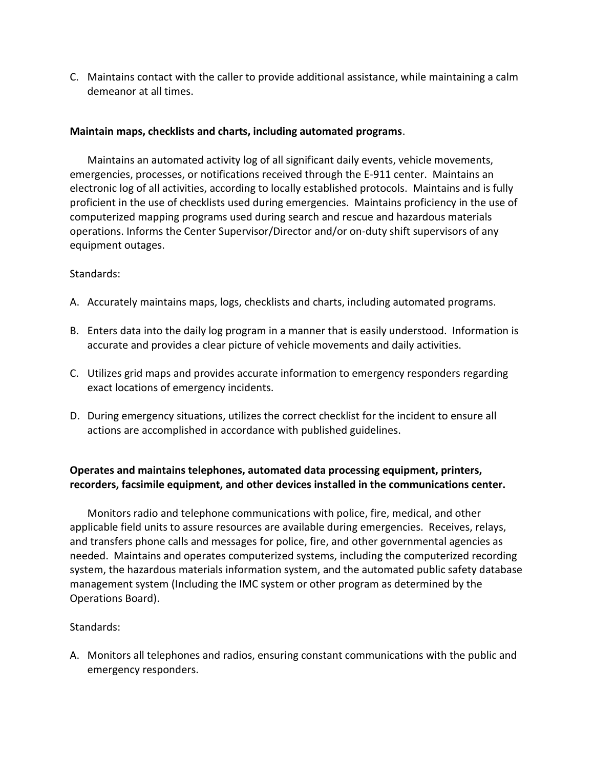C. Maintains contact with the caller to provide additional assistance, while maintaining a calm demeanor at all times.

**Maintain maps, checklists and charts, including automated programs**.

Maintains an automated activity log of all significant daily events, vehicle movements, emergencies, processes, or notifications received through the E-911 center. Maintains an electronic log of all activities, according to locally established protocols. Maintains and is fully proficient in the use of checklists used during emergencies. Maintains proficiency in the use of computerized mapping programs used during search and rescue and hazardous materials operations. Informs the Center Supervisor/Director and/or on-duty shift supervisors of any equipment outages.

Standards:

A. Accurately maintains maps, logs, checklists and charts, including automated programs.

B. Enters data into the daily log program in a manner that is easily understood. Information is accurate and provides a clear picture of vehicle movements and daily activities.

C. Utilizes grid maps and provides accurate information to emergency responders regarding exact locations of emergency incidents.

D. During emergency situations, utilizes the correct checklist for the incident to ensure all actions are accomplished in accordance with published guidelines.

**Operates and maintains telephones, automated data processing equipment, printers, recorders, facsimile equipment, and other devices installed in the communications center.**

Monitors radio and telephone communications with police, fire, medical, and other applicable field units to assure resources are available during emergencies. Receives, relays, and transfers phone calls and messages for police, fire, and other governmental agencies as needed. Maintains and operates computerized systems, including the computerized recording system, the hazardous materials information system, and the automated public safety database management system (Including the IMC system or other program as determined by the Operations Board).

Standards:

A. Monitors all telephones and radios, ensuring constant communications with the public and emergency responders.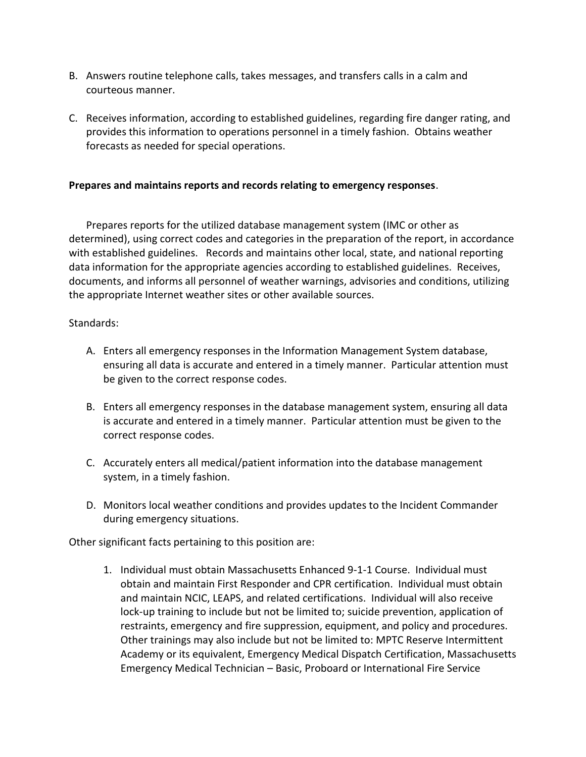B. Answers routine telephone calls, takes messages, and transfers calls in a calm and courteous manner.

C. Receives information, according to established guidelines, regarding fire danger rating, and provides this information to operations personnel in a timely fashion. Obtains weather forecasts as needed for special operations.

**Prepares and maintains reports and records relating to emergency responses**.

Prepares reports for the utilized database management system (IMC or other as determined), using correct codes and categories in the preparation of the report, in accordance with established guidelines. Records and maintains other local, state, and national reporting data information for the appropriate agencies according to established guidelines. Receives, documents, and informs all personnel of weather warnings, advisories and conditions, utilizing the appropriate Internet weather sites or other available sources.

Standards:

A. Enters all emergency responses in the Information Management System database, ensuring all data is accurate and entered in a timely manner. Particular attention must be given to the correct response codes.

B. Enters all emergency responses in the database management system, ensuring all data is accurate and entered in a timely manner. Particular attention must be given to the correct response codes.

C. Accurately enters all medical/patient information into the database management system, in a timely fashion.

D. Monitors local weather conditions and provides updates to the Incident Commander during emergency situations.

Other significant facts pertaining to this position are:

1. Individual must obtain Massachusetts Enhanced 9-1-1 Course. Individual must obtain and maintain First Responder and CPR certification. Individual must obtain and maintain NCIC, LEAPS, and related certifications. Individual will also receive lock-up training to include but not be limited to; suicide prevention, application of restraints, emergency and fire suppression, equipment, and policy and procedures. Other trainings may also include but not be limited to: MPTC Reserve Intermittent Academy or its equivalent, Emergency Medical Dispatch Certification, Massachusetts Emergency Medical Technician – Basic, Proboard or International Fire Service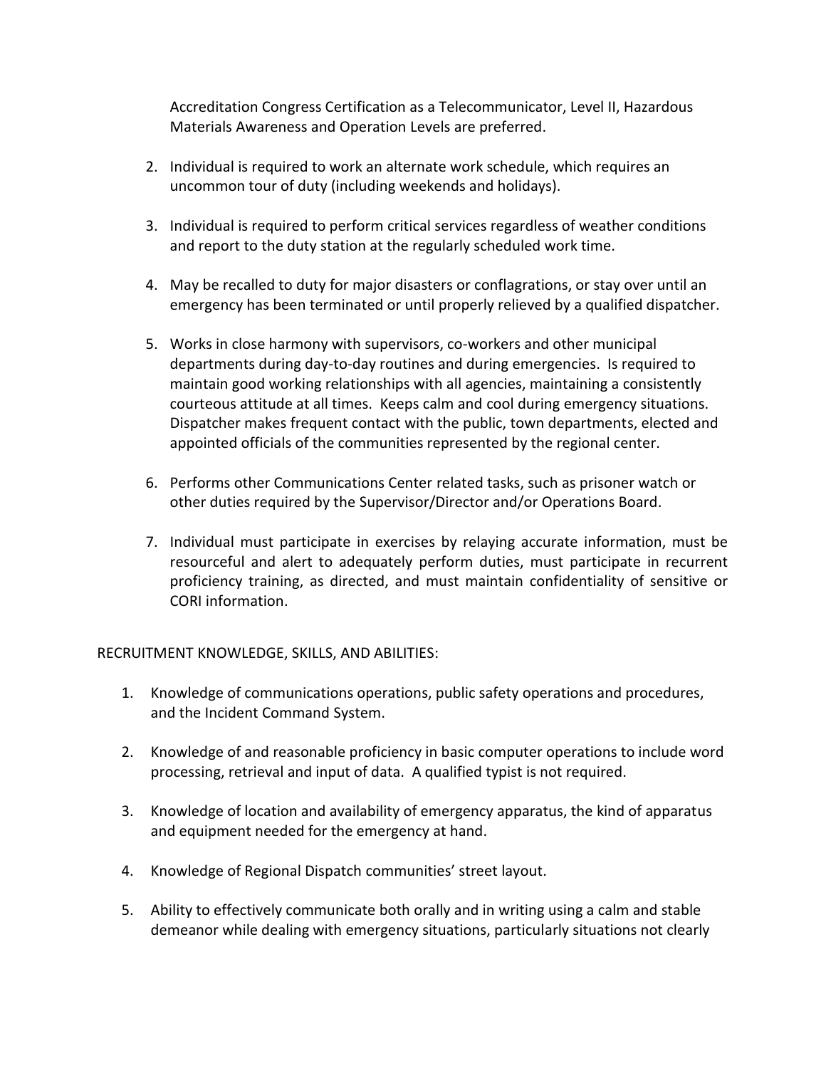Accreditation Congress Certification as a Telecommunicator, Level II, Hazardous Materials Awareness and Operation Levels are preferred.

2. Individual is required to work an alternate work schedule, which requires an uncommon tour of duty (including weekends and holidays).

3. Individual is required to perform critical services regardless of weather conditions and report to the duty station at the regularly scheduled work time.

4. May be recalled to duty for major disasters or conflagrations, or stay over until an emergency has been terminated or until properly relieved by a qualified dispatcher.

5. Works in close harmony with supervisors, co-workers and other municipal departments during day-to-day routines and during emergencies. Is required to maintain good working relationships with all agencies, maintaining a consistently courteous attitude at all times. Keeps calm and cool during emergency situations. Dispatcher makes frequent contact with the public, town departments, elected and appointed officials of the communities represented by the regional center.

6. Performs other Communications Center related tasks, such as prisoner watch or other duties required by the Supervisor/Director and/or Operations Board.

7. Individual must participate in exercises by relaying accurate information, must be resourceful and alert to adequately perform duties, must participate in recurrent proficiency training, as directed, and must maintain confidentiality of sensitive or CORI information.

RECRUITMENT KNOWLEDGE, SKILLS, AND ABILITIES:

1. Knowledge of communications operations, public safety operations and procedures, and the Incident Command System.

2. Knowledge of and reasonable proficiency in basic computer operations to include word processing, retrieval and input of data. A qualified typist is not required.

3. Knowledge of location and availability of emergency apparatus, the kind of apparatus and equipment needed for the emergency at hand.

4. Knowledge of Regional Dispatch communities' street layout.

5. Ability to effectively communicate both orally and in writing using a calm and stable demeanor while dealing with emergency situations, particularly situations not clearly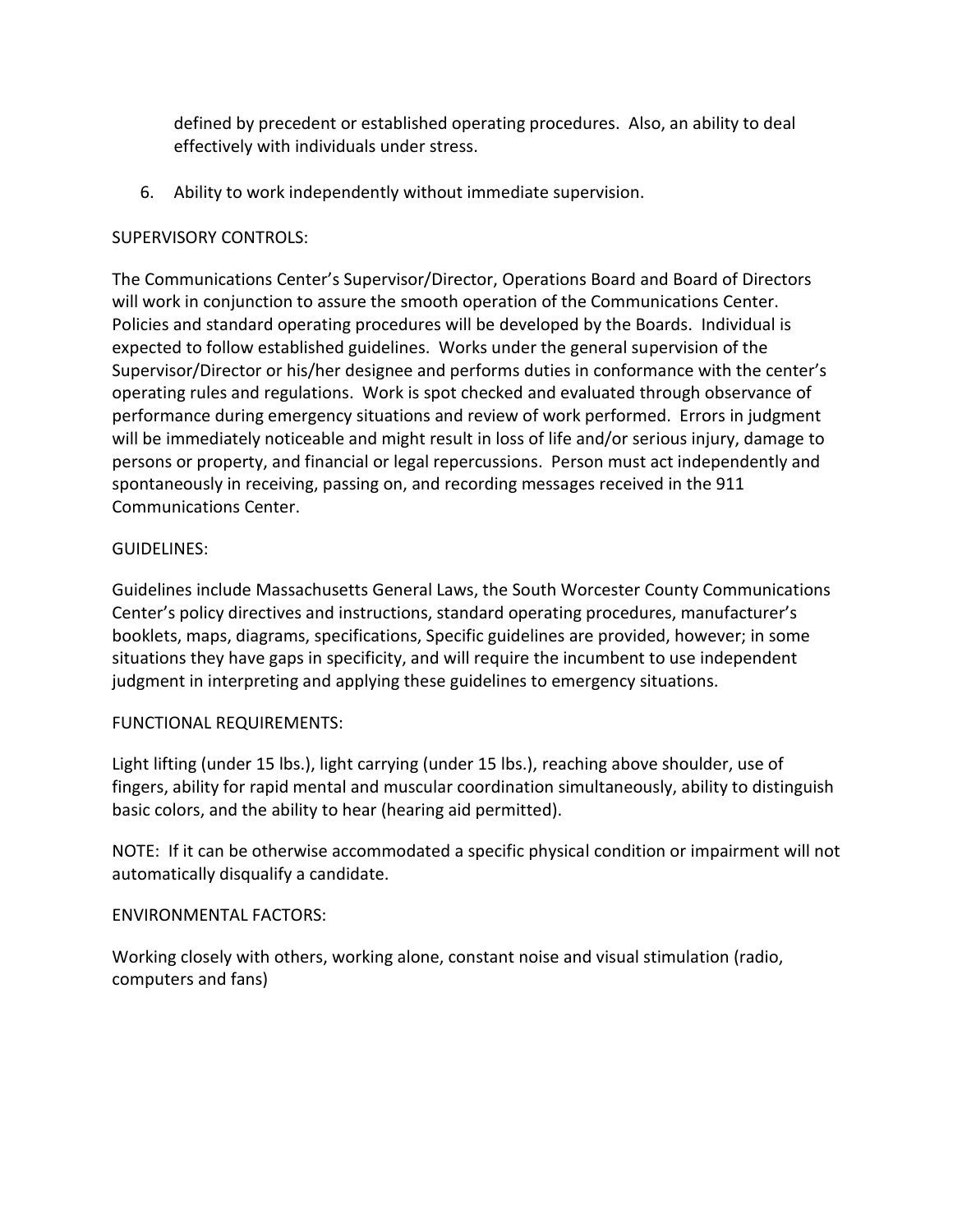defined by precedent or established operating procedures. Also, an ability to deal effectively with individuals under stress.

6. Ability to work independently without immediate supervision.

SUPERVISORY CONTROLS:

The Communications Center's Supervisor/Director, Operations Board and Board of Directors will work in conjunction to assure the smooth operation of the Communications Center. Policies and standard operating procedures will be developed by the Boards. Individual is expected to follow established guidelines. Works under the general supervision of the Supervisor/Director or his/her designee and performs duties in conformance with the center's operating rules and regulations. Work is spot checked and evaluated through observance of performance during emergency situations and review of work performed. Errors in judgment will be immediately noticeable and might result in loss of life and/or serious injury, damage to persons or property, and financial or legal repercussions. Person must act independently and spontaneously in receiving, passing on, and recording messages received in the 911 Communications Center.

GUIDELINES:

Guidelines include Massachusetts General Laws, the South Worcester County Communications Center's policy directives and instructions, standard operating procedures, manufacturer's booklets, maps, diagrams, specifications, Specific guidelines are provided, however; in some situations they have gaps in specificity, and will require the incumbent to use independent judgment in interpreting and applying these guidelines to emergency situations.

FUNCTIONAL REQUIREMENTS:

Light lifting (under 15 lbs.), light carrying (under 15 lbs.), reaching above shoulder, use of fingers, ability for rapid mental and muscular coordination simultaneously, ability to distinguish basic colors, and the ability to hear (hearing aid permitted).

NOTE: If it can be otherwise accommodated a specific physical condition or impairment will not automatically disqualify a candidate.

ENVIRONMENTAL FACTORS:

Working closely with others, working alone, constant noise and visual stimulation (radio, computers and fans)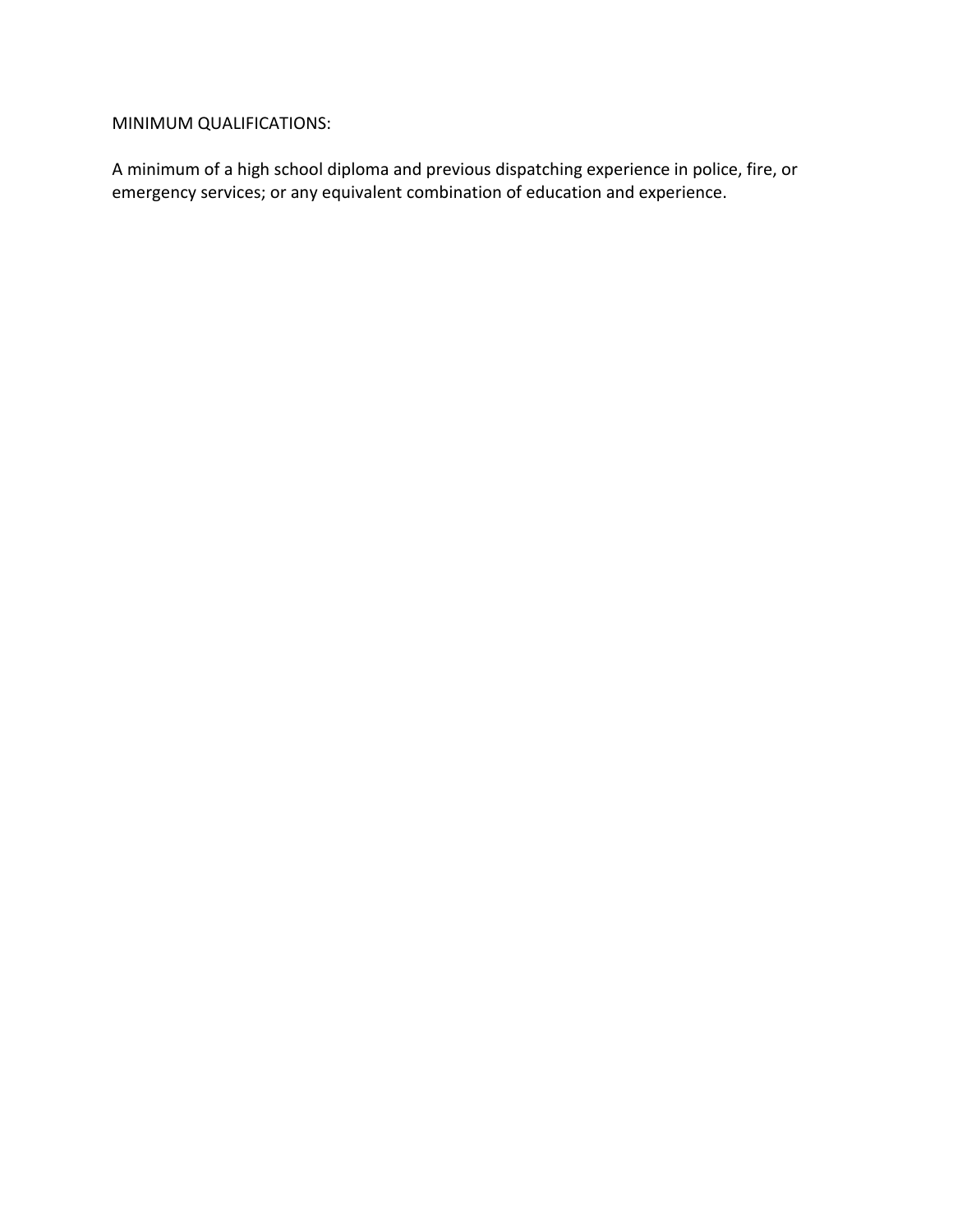MINIMUM QUALIFICATIONS:

A minimum of a high school diploma and previous dispatching experience in police, fire, or emergency services; or any equivalent combination of education and experience.